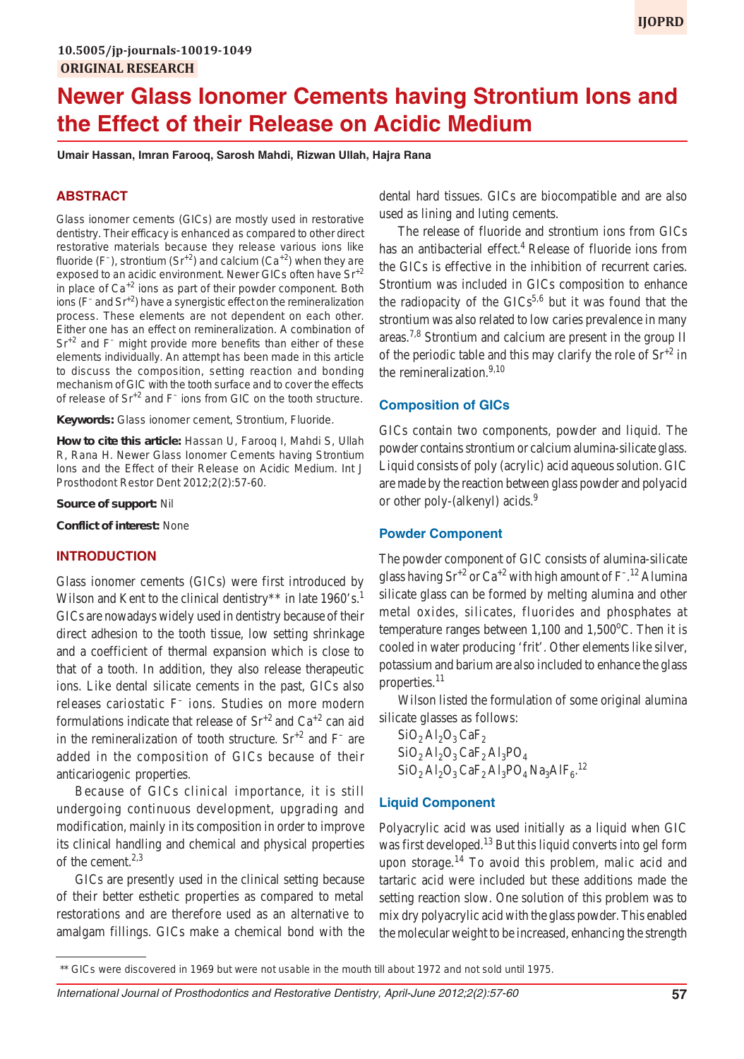10.5005/jp-journals-10019-1049

ORIGINAL RESEARCH

# Newer Glass Ionomer Cements having Strontium Ions and the Effect of their Release on Acidic Medium

**Umair Hassan, Imran Farooq, Sarosh Mahdi, Rizwan Ullah, Hajra Rana**

## ABSTRACT

Glass ionomer cements (GICs) are mostly used in restorative dentistry. Their efficacy is enhanced as compared to other direct restorative materials because they release various ions like fluoride ($F^-$), strontium ($Sr^{+2}$) and calcium ($Ca^{+2}$) when they are exposed to an acidic environment. Newer GICs often have $Sr^{+2}$ in place of $Ca^{+2}$ ions as part of their powder component. Both ions ($F^-$ and $Sr^{+2}$) have a synergistic effect on the remineralization process. These elements are not dependent on each other. Either one has an effect on remineralization. A combination of $Sr^{+2}$ and $F^-$ might provide more benefits than either of these elements individually. An attempt has been made in this article to discuss the composition, setting reaction and bonding mechanism of GIC with the tooth surface and to cover the effects of release of $Sr^{+2}$ and $F^-$ ions from GIC on the tooth structure.

**Keywords:** Glass ionomer cement, Strontium, Fluoride.

**How to cite this article:** Hassan U, Farooq I, Mahdi S, Ullah R, Rana H. Newer Glass Ionomer Cements having Strontium Ions and the Effect of their Release on Acidic Medium. Int J Prosthodont Restor Dent 2012;2(2):57-60.

**Source of support:** Nil

**Conflict of interest:** None

## INTRODUCTION

Glass ionomer cements (GICs) were first introduced by Wilson and Kent to the clinical dentistry** in late 1960's.[1] GICs are nowadays widely used in dentistry because of their direct adhesion to the tooth tissue, low setting shrinkage and a coefficient of thermal expansion which is close to that of a tooth. In addition, they also release therapeutic ions. Like dental silicate cements in the past, GICs also releases cariostatic $F^-$ ions. Studies on more modern formulations indicate that release of $Sr^{+2}$ and $Ca^{+2}$ can aid in the remineralization of tooth structure. $Sr^{+2}$ and $F^-$ are added in the composition of GICs because of their anticariogenic properties.

Because of GICs clinical importance, it is still undergoing continuous development, upgrading and modification, mainly in its composition in order to improve its clinical handling and chemical and physical properties of the cement.[2,3]

GICs are presently used in the clinical setting because of their better esthetic properties as compared to metal restorations and are therefore used as an alternative to amalgam fillings. GICs make a chemical bond with the dental hard tissues. GICs are biocompatible and are also used as lining and luting cements.

The release of fluoride and strontium ions from GICs has an antibacterial effect.[4] Release of fluoride ions from the GICs is effective in the inhibition of recurrent caries. Strontium was included in GICs composition to enhance the radiopacity of the GICs[5,6] but it was found that the strontium was also related to low caries prevalence in many areas.[7,8] Strontium and calcium are present in the group II of the periodic table and this may clarify the role of $Sr^{+2}$ in the remineralization.[9,10]

### Composition of GICs

GICs contain two components, powder and liquid. The powder contains strontium or calcium alumina-silicate glass. Liquid consists of poly (acrylic) acid aqueous solution. GIC are made by the reaction between glass powder and polyacid or other poly-(alkenyl) acids.[9]

### Powder Component

The powder component of GIC consists of alumina-silicate glass having $Sr^{+2}$ or $Ca^{+2}$ with high amount of $F^-$.[12] Alumina silicate glass can be formed by melting alumina and other metal oxides, silicates, fluorides and phosphates at temperature ranges between 1,100 and 1,500°C. Then it is cooled in water producing 'frit'. Other elements like silver, potassium and barium are also included to enhance the glass properties.[11]

Wilson listed the formulation of some original alumina silicate glasses as follows:

$SiO_2\ Al_2O_3\ CaF_2$

$SiO_2\ Al_2O_3\ CaF_2\ Al_3PO_4$

$SiO_2\ Al_2O_3\ CaF_2\ Al_3PO_4\ Na_3AlF_6$.[12]

### Liquid Component

Polyacrylic acid was used initially as a liquid when GIC was first developed.[13] But this liquid converts into gel form upon storage.[14] To avoid this problem, malic acid and tartaric acid were included but these additions made the setting reaction slow. One solution of this problem was to mix dry polyacrylic acid with the glass powder. This enabled the molecular weight to be increased, enhancing the strength

** GICs were discovered in 1969 but were not usable in the mouth till about 1972 and not sold until 1975.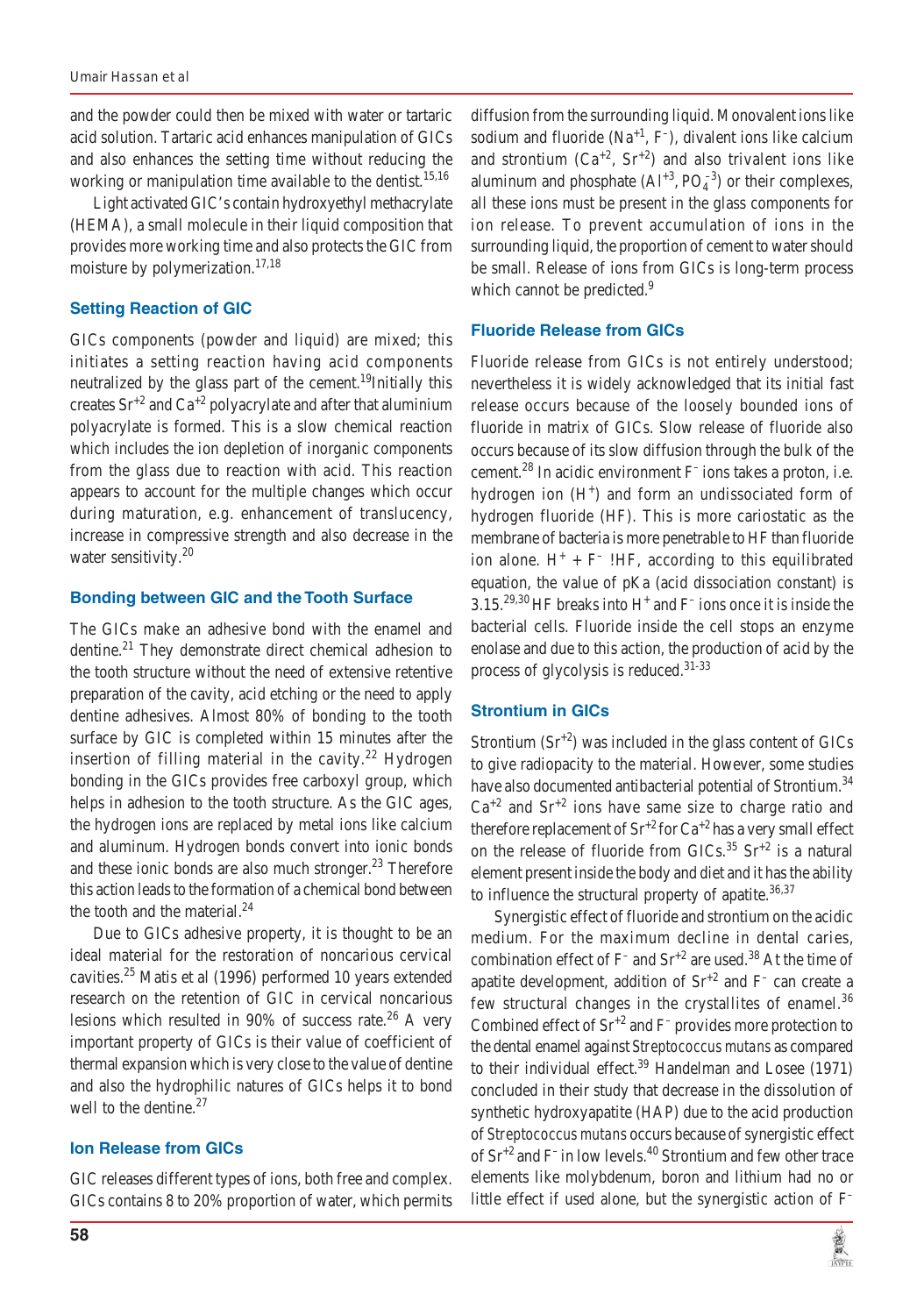and the powder could then be mixed with water or tartaric acid solution. Tartaric acid enhances manipulation of GICs and also enhances the setting time without reducing the working or manipulation time available to the dentist.[15,16]

Light activated GIC's contain hydroxyethyl methacrylate (HEMA), a small molecule in their liquid composition that provides more working time and also protects the GIC from moisture by polymerization.[17,18]

### Setting Reaction of GIC

GICs components (powder and liquid) are mixed; this initiates a setting reaction having acid components neutralized by the glass part of the cement.[19] Initially this creates $Sr^{+2}$ and $Ca^{+2}$ polyacrylate and after that aluminium polyacrylate is formed. This is a slow chemical reaction which includes the ion depletion of inorganic components from the glass due to reaction with acid. This reaction appears to account for the multiple changes which occur during maturation, e.g. enhancement of translucency, increase in compressive strength and also decrease in the water sensitivity.[20]

### Bonding between GIC and the Tooth Surface

The GICs make an adhesive bond with the enamel and dentine.[21] They demonstrate direct chemical adhesion to the tooth structure without the need of extensive retentive preparation of the cavity, acid etching or the need to apply dentine adhesives. Almost 80% of bonding to the tooth surface by GIC is completed within 15 minutes after the insertion of filling material in the cavity.[22] Hydrogen bonding in the GICs provides free carboxyl group, which helps in adhesion to the tooth structure. As the GIC ages, the hydrogen ions are replaced by metal ions like calcium and aluminum. Hydrogen bonds convert into ionic bonds and these ionic bonds are also much stronger.[23] Therefore this action leads to the formation of a chemical bond between the tooth and the material.[24]

Due to GICs adhesive property, it is thought to be an ideal material for the restoration of noncarious cervical cavities.[25] Matis et al (1996) performed 10 years extended research on the retention of GIC in cervical noncarious lesions which resulted in 90% of success rate.[26] A very important property of GICs is their value of coefficient of thermal expansion which is very close to the value of dentine and also the hydrophilic natures of GICs helps it to bond well to the dentine.[27]

### Ion Release from GICs

GIC releases different types of ions, both free and complex. GICs contains 8 to 20% proportion of water, which permits diffusion from the surrounding liquid. Monovalent ions like sodium and fluoride ($Na^{+1}$, $F^{-}$), divalent ions like calcium and strontium ($Ca^{+2}$, $Sr^{+2}$) and also trivalent ions like aluminum and phosphate ($Al^{+3}$, $PO_4^{-3}$) or their complexes, all these ions must be present in the glass components for ion release. To prevent accumulation of ions in the surrounding liquid, the proportion of cement to water should be small. Release of ions from GICs is long-term process which cannot be predicted.[9]

### Fluoride Release from GICs

Fluoride release from GICs is not entirely understood; nevertheless it is widely acknowledged that its initial fast release occurs because of the loosely bounded ions of fluoride in matrix of GICs. Slow release of fluoride also occurs because of its slow diffusion through the bulk of the cement.[28] In acidic environment $F^{-}$ ions takes a proton, i.e. hydrogen ion ($H^{+}$) and form an undissociated form of hydrogen fluoride (HF). This is more cariostatic as the membrane of bacteria is more penetrable to HF than fluoride ion alone. $H^{+} + F^{-}$ !HF, according to this equilibrated equation, the value of pKa (acid dissociation constant) is 3.15.[29,30] HF breaks into $H^{+}$ and $F^{-}$ ions once it is inside the bacterial cells. Fluoride inside the cell stops an enzyme enolase and due to this action, the production of acid by the process of glycolysis is reduced.[31-33]

### Strontium in GICs

Strontium ($Sr^{+2}$) was included in the glass content of GICs to give radiopacity to the material. However, some studies have also documented antibacterial potential of Strontium.[34] $Ca^{+2}$ and $Sr^{+2}$ ions have same size to charge ratio and therefore replacement of $Sr^{+2}$ for $Ca^{+2}$ has a very small effect on the release of fluoride from GICs.[35] $Sr^{+2}$ is a natural element present inside the body and diet and it has the ability to influence the structural property of apatite.[36,37]

Synergistic effect of fluoride and strontium on the acidic medium. For the maximum decline in dental caries, combination effect of $F^{-}$ and $Sr^{+2}$ are used.[38] At the time of apatite development, addition of $Sr^{+2}$ and $F^{-}$ can create a few structural changes in the crystallites of enamel.[36] Combined effect of $Sr^{+2}$ and $F^{-}$ provides more protection to the dental enamel against *Streptococcus mutans* as compared to their individual effect.[39] Handelman and Losee (1971) concluded in their study that decrease in the dissolution of synthetic hydroxyapatite (HAP) due to the acid production of *Streptococcus mutans* occurs because of synergistic effect of $Sr^{+2}$ and $F^{-}$ in low levels.[40] Strontium and few other trace elements like molybdenum, boron and lithium had no or little effect if used alone, but the synergistic action of $F^{-}$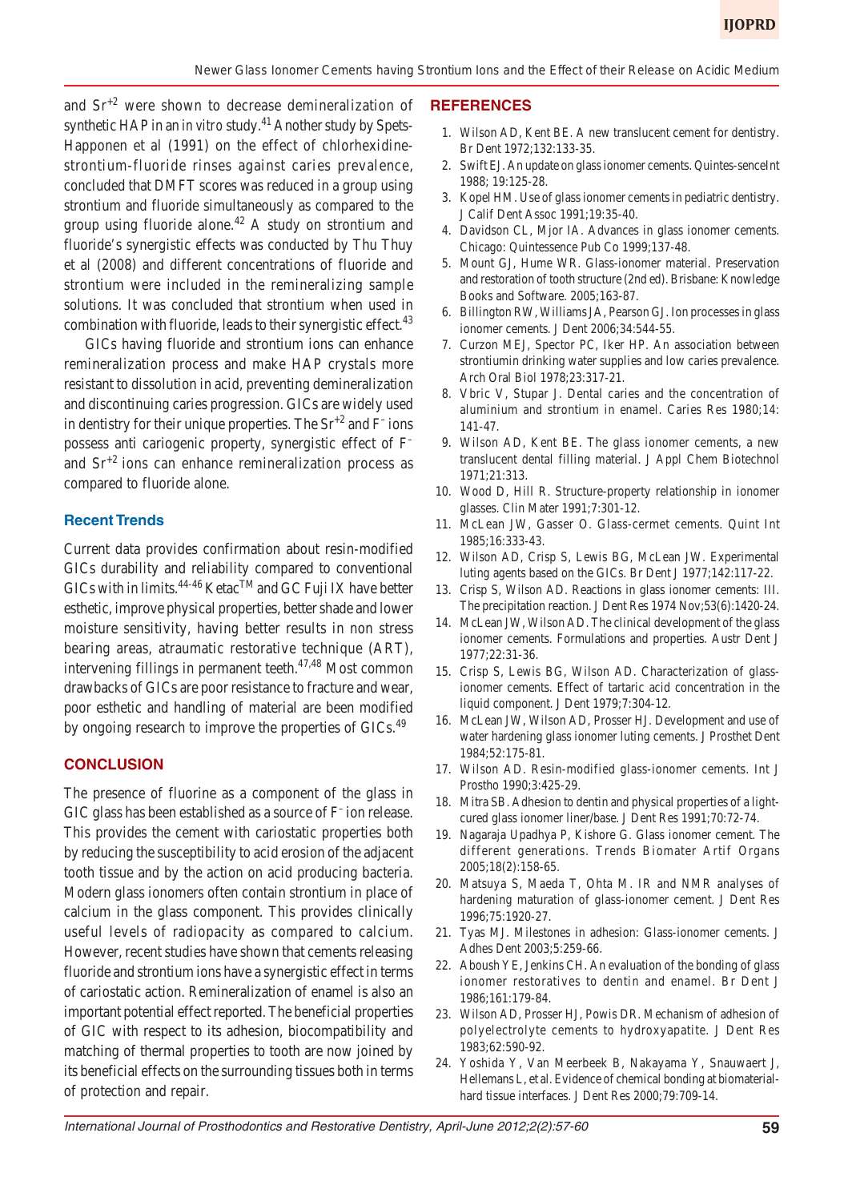and $Sr^{+2}$ were shown to decrease demineralization of synthetic HAP in an *in vitro* study.[41] Another study by Spets-Happonen et al (1991) on the effect of chlorhexidine-strontium-fluoride rinses against caries prevalence, concluded that DMFT scores was reduced in a group using strontium and fluoride simultaneously as compared to the group using fluoride alone.[42] A study on strontium and fluoride's synergistic effects was conducted by Thu Thuy et al (2008) and different concentrations of fluoride and strontium were included in the remineralizing sample solutions. It was concluded that strontium when used in combination with fluoride, leads to their synergistic effect.[43]

GICs having fluoride and strontium ions can enhance remineralization process and make HAP crystals more resistant to dissolution in acid, preventing demineralization and discontinuing caries progression. GICs are widely used in dentistry for their unique properties. The $Sr^{+2}$ and $F^-$ ions possess anti cariogenic property, synergistic effect of $F^-$ and $Sr^{+2}$ ions can enhance remineralization process as compared to fluoride alone.

## Recent Trends

Current data provides confirmation about resin-modified GICs durability and reliability compared to conventional GICs with in limits.[44-46] Ketac™ and GC Fuji IX have better esthetic, improve physical properties, better shade and lower moisture sensitivity, having better results in non stress bearing areas, atraumatic restorative technique (ART), intervening fillings in permanent teeth.[47,48] Most common drawbacks of GICs are poor resistance to fracture and wear, poor esthetic and handling of material are been modified by ongoing research to improve the properties of GICs.[49]

## CONCLUSION

The presence of fluorine as a component of the glass in GIC glass has been established as a source of $F^-$ ion release. This provides the cement with cariostatic properties both by reducing the susceptibility to acid erosion of the adjacent tooth tissue and by the action on acid producing bacteria. Modern glass ionomers often contain strontium in place of calcium in the glass component. This provides clinically useful levels of radiopacity as compared to calcium. However, recent studies have shown that cements releasing fluoride and strontium ions have a synergistic effect in terms of cariostatic action. Remineralization of enamel is also an important potential effect reported. The beneficial properties of GIC with respect to its adhesion, biocompatibility and matching of thermal properties to tooth are now joined by its beneficial effects on the surrounding tissues both in terms of protection and repair.

## REFERENCES

1. Wilson AD, Kent BE. A new translucent cement for dentistry. Br Dent 1972;132:133-35.
2. Swift EJ. An update on glass ionomer cements. Quintes-senceInt 1988; 19:125-28.
3. Kopel HM. Use of glass ionomer cements in pediatric dentistry. J Calif Dent Assoc 1991;19:35-40.
4. Davidson CL, Mjor IA. Advances in glass ionomer cements. Chicago: Quintessence Pub Co 1999;137-48.
5. Mount GJ, Hume WR. Glass-ionomer material. Preservation and restoration of tooth structure (2nd ed). Brisbane: Knowledge Books and Software. 2005;163-87.
6. Billington RW, Williams JA, Pearson GJ. Ion processes in glass ionomer cements. J Dent 2006;34:544-55.
7. Curzon MEJ, Spector PC, Iker HP. An association between strontiumin drinking water supplies and low caries prevalence. Arch Oral Biol 1978;23:317-21.
8. Vbric V, Stupar J. Dental caries and the concentration of aluminium and strontium in enamel. Caries Res 1980;14: 141-47.
9. Wilson AD, Kent BE. The glass ionomer cements, a new translucent dental filling material. J Appl Chem Biotechnol 1971;21:313.
10. Wood D, Hill R. Structure-property relationship in ionomer glasses. Clin Mater 1991;7:301-12.
11. McLean JW, Gasser O. Glass-cermet cements. Quint Int 1985;16:333-43.
12. Wilson AD, Crisp S, Lewis BG, McLean JW. Experimental luting agents based on the GICs. Br Dent J 1977;142:117-22.
13. Crisp S, Wilson AD. Reactions in glass ionomer cements: III. The precipitation reaction. J Dent Res 1974 Nov;53(6):1420-24.
14. McLean JW, Wilson AD. The clinical development of the glass ionomer cements. Formulations and properties. Austr Dent J 1977;22:31-36.
15. Crisp S, Lewis BG, Wilson AD. Characterization of glass-ionomer cements. Effect of tartaric acid concentration in the liquid component. J Dent 1979;7:304-12.
16. McLean JW, Wilson AD, Prosser HJ. Development and use of water hardening glass ionomer luting cements. J Prosthet Dent 1984;52:175-81.
17. Wilson AD. Resin-modified glass-ionomer cements. Int J Prostho 1990;3:425-29.
18. Mitra SB. Adhesion to dentin and physical properties of a light-cured glass ionomer liner/base. J Dent Res 1991;70:72-74.
19. Nagaraja Upadhya P, Kishore G. Glass ionomer cement. The different generations. Trends Biomater Artif Organs 2005;18(2):158-65.
20. Matsuya S, Maeda T, Ohta M. IR and NMR analyses of hardening maturation of glass-ionomer cement. J Dent Res 1996;75:1920-27.
21. Tyas MJ. Milestones in adhesion: Glass-ionomer cements. J Adhes Dent 2003;5:259-66.
22. Aboush YE, Jenkins CH. An evaluation of the bonding of glass ionomer restoratives to dentin and enamel. Br Dent J 1986;161:179-84.
23. Wilson AD, Prosser HJ, Powis DR. Mechanism of adhesion of polyelectrolyte cements to hydroxyapatite. J Dent Res 1983;62:590-92.
24. Yoshida Y, Van Meerbeek B, Nakayama Y, Snauwaert J, Hellemans L, et al. Evidence of chemical bonding at biomaterial-hard tissue interfaces. J Dent Res 2000;79:709-14.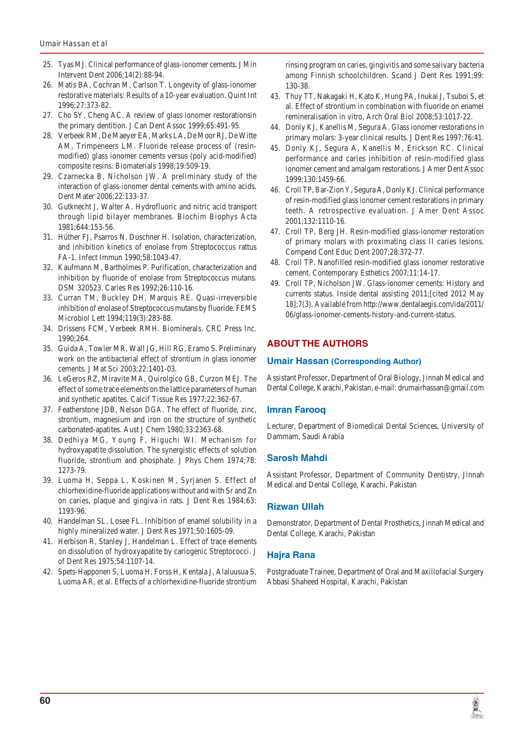25. Tyas MJ. Clinical performance of glass-ionomer cements. J Min Intervent Dent 2006;14(2):88-94.
26. Matis BA, Cochran M, Carlson T. Longevity of glass-ionomer restorative materials: Results of a 10-year evaluation. Quint Int 1996;27:373-82.
27. Cho SY, Cheng AC. A review of glass ionomer restorationsin the primary dentition. J Can Dent Assoc 1999;65:491-95.
28. Verbeek RM, De Maeyer EA, Marks LA, De Moor RJ, De Witte AM, Trimpeneers LM. Fluoride release process of (resin-modified) glass ionomer cements versus (poly acid-modified) composite resins. Biomaterials 1998;19:509-19.
29. Czarnecka B, Nicholson JW. A preliminary study of the interaction of glass-ionomer dental cements with amino acids. Dent Mater 2006;22:133-37.
30. Gutknecht J, Walter A. Hydrofluoric and nitric acid transport through lipid bilayer membranes. Biochim Biophys Acta 1981;644:153-56.
31. Hüther FJ, Psarros N, Duschner H. Isolation, characterization, and inhibition kinetics of enolase from Streptococcus rattus FA-1. Infect Immun 1990;58:1043-47.
32. Kaufmann M, Bartholmes P. Purification, characterization and inhibition by fluoride of enolase from Streptococcus mutans. DSM 320523. Caries Res 1992;26:110-16.
33. Curran TM, Buckley DH, Marquis RE. Quasi-irreversible inhibition of enolase of Streptococcus mutans by fluoride. FEMS Microbiol Lett 1994;119(3):283-88.
34. Drissens FCM, Verbeek RMH. Biominerals. CRC Press Inc. 1990;264.
35. Guida A, Towler MR, Wall JG, Hill RG, Eramo S. Preliminary work on the antibacterial effect of strontium in glass ionomer cements. J Mat Sci 2003;22:1401-03.
36. LeGeros RZ, Miravite MA, Quirolgico GB, Curzon MEJ. The effect of some trace elements on the lattice parameters of human and synthetic apatites. Calcif Tissue Res 1977;22:362-67.
37. Featherstone JDB, Nelson DGA. The effect of fluoride, zinc, strontium, magnesium and iron on the structure of synthetic carbonated-apatites. Aust J Chem 1980;33:2363-68.
38. Dedhiya MG, Young F, Higuchi WI. Mechanism for hydroxyapatite dissolution. The synergistic effects of solution fluoride, strontium and phosphate. J Phys Chem 1974;78: 1273-79.
39. Luoma H, Seppa L, Koskinen M, Syrjanen S. Effect of chlorhexidine-fluoride applications without and with Sr and Zn on caries, plaque and gingiva in rats. J Dent Res 1984;63: 1193-96.
40. Handelman SL, Losee FL. Inhibition of enamel solubility in a highly mineralized water. J Dent Res 1971;50:1605-09.
41. Herbison R, Stanley J, Handelman L. Effect of trace elements on dissolution of hydroxyapatite by cariogenic Streptococci. J of Dent Res 1975;54:1107-14.
42. Spets-Happonen S, Luoma H, Forss H, Kentala J, Alaluusua S, Luoma AR, et al. Effects of a chlorhexidine-fluoride strontium rinsing program on caries, gingivitis and some salivary bacteria among Finnish schoolchildren. Scand J Dent Res 1991;99: 130-38.
43. Thuy TT, Nakagaki H, Kato K, Hung PA, Inukai J, Tsuboi S, et al. Effect of strontium in combination with fluoride on enamel remineralisation in vitro. Arch Oral Biol 2008;53:1017-22.
44. Donly KJ, Kanellis M, Segura A. Glass ionomer restorations in primary molars: 3-year clinical results. J Dent Res 1997;76:41.
45. Donly KJ, Segura A, Kanellis M, Erickson RC. Clinical performance and caries inhibition of resin-modified glass ionomer cement and amalgam restorations. J Amer Dent Assoc 1999;130:1459-66.
46. Croll TP, Bar-Zion Y, Segura A, Donly KJ. Clinical performance of resin-modified glass ionomer cement restorations in primary teeth. A retrospective evaluation. J Amer Dent Assoc 2001;132:1110-16.
47. Croll TP, Berg JH. Resin-modified glass-ionomer restoration of primary molars with proximating class II caries lesions. Compend Cont Educ Dent 2007;28:372-77.
48. Croll TP. Nanofilled resin-modified glass ionomer restorative cement. Contemporary Esthetics 2007;11:14-17.
49. Croll TP, Nicholson JW. Glass-ionomer cements: History and currents status. Inside dental assisting 2011;[cited 2012 May 18];7(3). Available from http://www.dentalaegis.com/ida/2011/06/glass-ionomer-cements-history-and-current-status.

## ABOUT THE AUTHORS

### Umair Hassan (Corresponding Author)

Assistant Professor, Department of Oral Biology, Jinnah Medical and Dental College, Karachi, Pakistan, e-mail: drumairhassan@gmail.com

### Imran Farooq

Lecturer, Department of Biomedical Dental Sciences, University of Dammam, Saudi Arabia

### Sarosh Mahdi

Assistant Professor, Department of Community Dentistry, Jinnah Medical and Dental College, Karachi, Pakistan

### Rizwan Ullah

Demonstrator, Department of Dental Prosthetics, Jinnah Medical and Dental College, Karachi, Pakistan

### Hajra Rana

Postgraduate Trainee, Department of Oral and Maxillofacial Surgery Abbasi Shaheed Hospital, Karachi, Pakistan